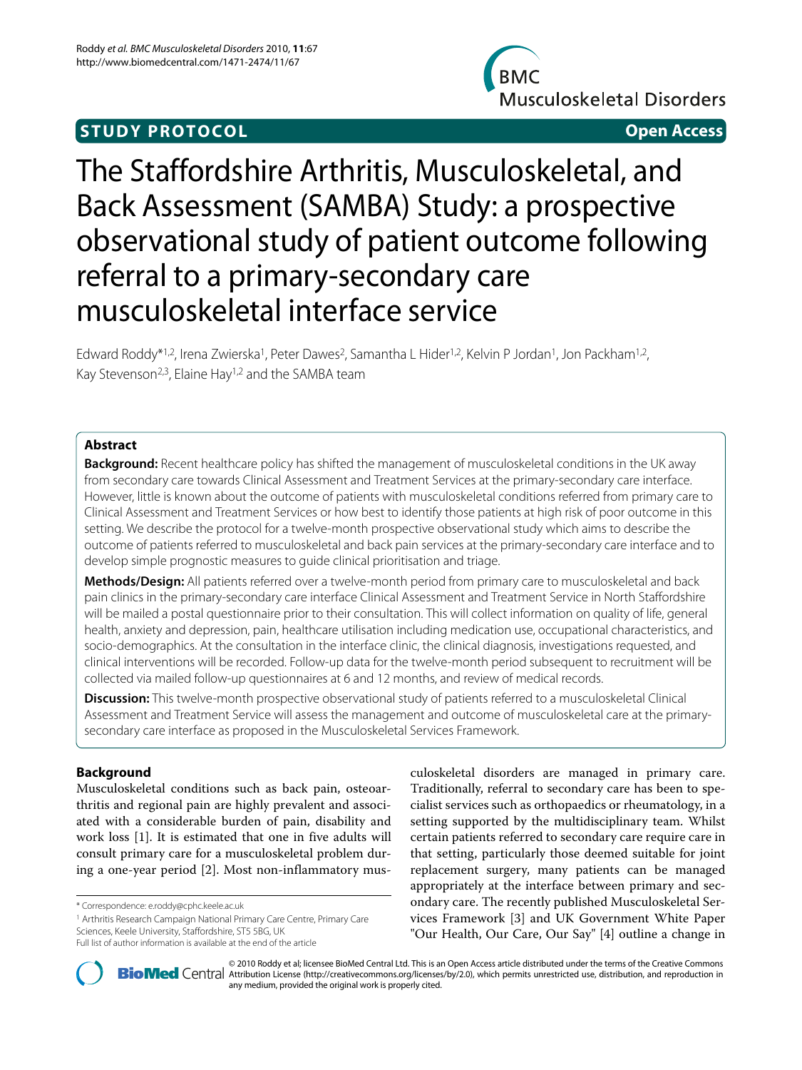**STUDY PROTOCOL** **Open Access**

# The Staffordshire Arthritis, Musculoskeletal, and Back Assessment (SAMBA) Study: a prospective observational study of patient outcome following referral to a primary-secondary care musculoskeletal interface service

Edward Roddy*[1,2], Irena Zwierska[1], Peter Dawes[2], Samantha L Hider[1,2], Kelvin P Jordan[1], Jon Packham[1,2], Kay Stevenson[2,3], Elaine Hay[1,2] and the SAMBA team

## Abstract

**Background:** Recent healthcare policy has shifted the management of musculoskeletal conditions in the UK away from secondary care towards Clinical Assessment and Treatment Services at the primary-secondary care interface. However, little is known about the outcome of patients with musculoskeletal conditions referred from primary care to Clinical Assessment and Treatment Services or how best to identify those patients at high risk of poor outcome in this setting. We describe the protocol for a twelve-month prospective observational study which aims to describe the outcome of patients referred to musculoskeletal and back pain services at the primary-secondary care interface and to develop simple prognostic measures to guide clinical prioritisation and triage.

**Methods/Design:** All patients referred over a twelve-month period from primary care to musculoskeletal and back pain clinics in the primary-secondary care interface Clinical Assessment and Treatment Service in North Staffordshire will be mailed a postal questionnaire prior to their consultation. This will collect information on quality of life, general health, anxiety and depression, pain, healthcare utilisation including medication use, occupational characteristics, and socio-demographics. At the consultation in the interface clinic, the clinical diagnosis, investigations requested, and clinical interventions will be recorded. Follow-up data for the twelve-month period subsequent to recruitment will be collected via mailed follow-up questionnaires at 6 and 12 months, and review of medical records.

**Discussion:** This twelve-month prospective observational study of patients referred to a musculoskeletal Clinical Assessment and Treatment Service will assess the management and outcome of musculoskeletal care at the primary-secondary care interface as proposed in the Musculoskeletal Services Framework.

## Background

Musculoskeletal conditions such as back pain, osteoarthritis and regional pain are highly prevalent and associated with a considerable burden of pain, disability and work loss [1]. It is estimated that one in five adults will consult primary care for a musculoskeletal problem during a one-year period [2]. Most non-inflammatory musculoskeletal disorders are managed in primary care. Traditionally, referral to secondary care has been to specialist services such as orthopaedics or rheumatology, in a setting supported by the multidisciplinary team. Whilst certain patients referred to secondary care require care in that setting, particularly those deemed suitable for joint replacement surgery, many patients can be managed appropriately at the interface between primary and secondary care. The recently published Musculoskeletal Services Framework [3] and UK Government White Paper "Our Health, Our Care, Our Say" [4] outline a change in

\* Correspondence: e.roddy@cphc.keele.ac.uk

[1] Arthritis Research Campaign National Primary Care Centre, Primary Care Sciences, Keele University, Staffordshire, ST5 5BG, UK

Full list of author information is available at the end of the article

© 2010 Roddy et al; licensee BioMed Central Ltd. This is an Open Access article distributed under the terms of the Creative Commons Attribution License (http://creativecommons.org/licenses/by/2.0), which permits unrestricted use, distribution, and reproduction in any medium, provided the original work is properly cited.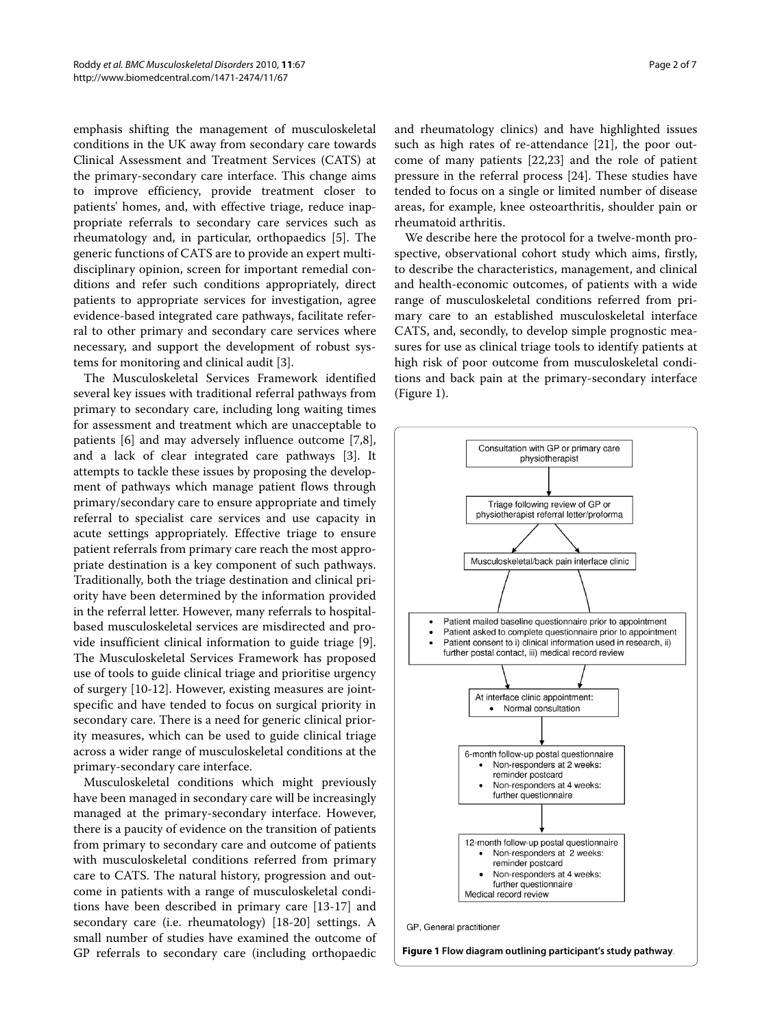emphasis shifting the management of musculoskeletal conditions in the UK away from secondary care towards Clinical Assessment and Treatment Services (CATS) at the primary-secondary care interface. This change aims to improve efficiency, provide treatment closer to patients' homes, and, with effective triage, reduce inappropriate referrals to secondary care services such as rheumatology and, in particular, orthopaedics [5]. The generic functions of CATS are to provide an expert multidisciplinary opinion, screen for important remedial conditions and refer such conditions appropriately, direct patients to appropriate services for investigation, agree evidence-based integrated care pathways, facilitate referral to other primary and secondary care services where necessary, and support the development of robust systems for monitoring and clinical audit [3].

The Musculoskeletal Services Framework identified several key issues with traditional referral pathways from primary to secondary care, including long waiting times for assessment and treatment which are unacceptable to patients [6] and may adversely influence outcome [7,8], and a lack of clear integrated care pathways [3]. It attempts to tackle these issues by proposing the development of pathways which manage patient flows through primary/secondary care to ensure appropriate and timely referral to specialist care services and use capacity in acute settings appropriately. Effective triage to ensure patient referrals from primary care reach the most appropriate destination is a key component of such pathways. Traditionally, both the triage destination and clinical priority have been determined by the information provided in the referral letter. However, many referrals to hospital-based musculoskeletal services are misdirected and provide insufficient clinical information to guide triage [9]. The Musculoskeletal Services Framework has proposed use of tools to guide clinical triage and prioritise urgency of surgery [10-12]. However, existing measures are joint-specific and have tended to focus on surgical priority in secondary care. There is a need for generic clinical priority measures, which can be used to guide clinical triage across a wider range of musculoskeletal conditions at the primary-secondary care interface.

Musculoskeletal conditions which might previously have been managed in secondary care will be increasingly managed at the primary-secondary interface. However, there is a paucity of evidence on the transition of patients from primary to secondary care and outcome of patients with musculoskeletal conditions referred from primary care to CATS. The natural history, progression and outcome in patients with a range of musculoskeletal conditions have been described in primary care [13-17] and secondary care (i.e. rheumatology) [18-20] settings. A small number of studies have examined the outcome of GP referrals to secondary care (including orthopaedic and rheumatology clinics) and have highlighted issues such as high rates of re-attendance [21], the poor outcome of many patients [22,23] and the role of patient pressure in the referral process [24]. These studies have tended to focus on a single or limited number of disease areas, for example, knee osteoarthritis, shoulder pain or rheumatoid arthritis.

We describe here the protocol for a twelve-month prospective, observational cohort study which aims, firstly, to describe the characteristics, management, and clinical and health-economic outcomes, of patients with a wide range of musculoskeletal conditions referred from primary care to an established musculoskeletal interface CATS, and, secondly, to develop simple prognostic measures for use as clinical triage tools to identify patients at high risk of poor outcome from musculoskeletal conditions and back pain at the primary-secondary interface (Figure 1).

Consultation with GP or primary care physiotherapist

Triage following review of GP or physiotherapist referral letter/proforma

Musculoskeletal/back pain interface clinic

- Patient mailed baseline questionnaire prior to appointment
- Patient asked to complete questionnaire prior to appointment
- Patient consent to i) clinical information used in research, ii) further postal contact, iii) medical record review

At interface clinic appointment:
- Normal consultation

6-month follow-up postal questionnaire
- Non-responders at 2 weeks: reminder postcard
- Non-responders at 4 weeks: further questionnaire

12-month follow-up postal questionnaire
- Non-responders at 2 weeks: reminder postcard
- Non-responders at 4 weeks: further questionnaire

Medical record review

GP, General practitioner

**Figure 1 Flow diagram outlining participant's study pathway**.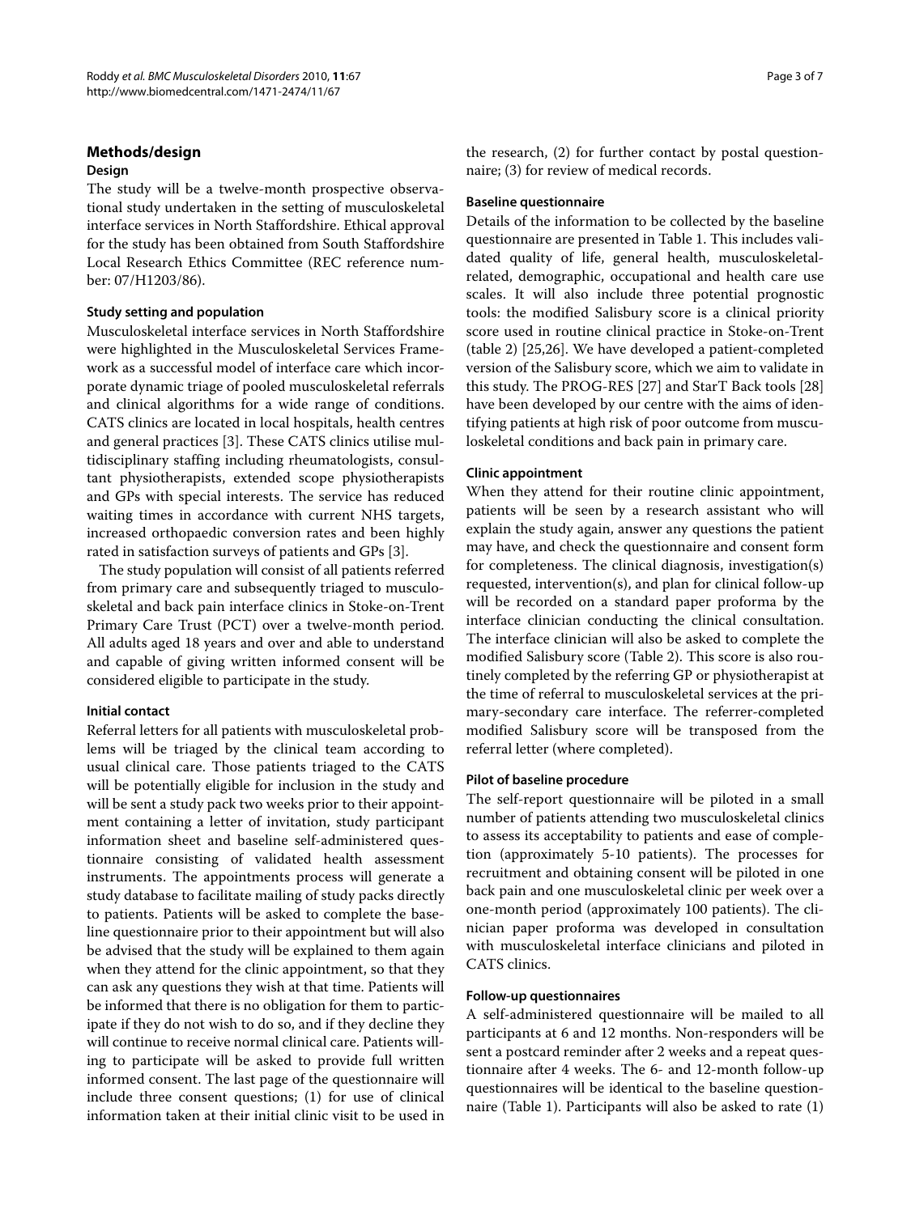## Methods/design

### Design

The study will be a twelve-month prospective observational study undertaken in the setting of musculoskeletal interface services in North Staffordshire. Ethical approval for the study has been obtained from South Staffordshire Local Research Ethics Committee (REC reference number: 07/H1203/86).

### Study setting and population

Musculoskeletal interface services in North Staffordshire were highlighted in the Musculoskeletal Services Framework as a successful model of interface care which incorporate dynamic triage of pooled musculoskeletal referrals and clinical algorithms for a wide range of conditions. CATS clinics are located in local hospitals, health centres and general practices [3]. These CATS clinics utilise multidisciplinary staffing including rheumatologists, consultant physiotherapists, extended scope physiotherapists and GPs with special interests. The service has reduced waiting times in accordance with current NHS targets, increased orthopaedic conversion rates and been highly rated in satisfaction surveys of patients and GPs [3].

The study population will consist of all patients referred from primary care and subsequently triaged to musculoskeletal and back pain interface clinics in Stoke-on-Trent Primary Care Trust (PCT) over a twelve-month period. All adults aged 18 years and over and able to understand and capable of giving written informed consent will be considered eligible to participate in the study.

### Initial contact

Referral letters for all patients with musculoskeletal problems will be triaged by the clinical team according to usual clinical care. Those patients triaged to the CATS will be potentially eligible for inclusion in the study and will be sent a study pack two weeks prior to their appointment containing a letter of invitation, study participant information sheet and baseline self-administered questionnaire consisting of validated health assessment instruments. The appointments process will generate a study database to facilitate mailing of study packs directly to patients. Patients will be asked to complete the baseline questionnaire prior to their appointment but will also be advised that the study will be explained to them again when they attend for the clinic appointment, so that they can ask any questions they wish at that time. Patients will be informed that there is no obligation for them to participate if they do not wish to do so, and if they decline they will continue to receive normal clinical care. Patients willing to participate will be asked to provide full written informed consent. The last page of the questionnaire will include three consent questions; (1) for use of clinical information taken at their initial clinic visit to be used in the research, (2) for further contact by postal questionnaire; (3) for review of medical records.

### Baseline questionnaire

Details of the information to be collected by the baseline questionnaire are presented in Table 1. This includes validated quality of life, general health, musculoskeletal-related, demographic, occupational and health care use scales. It will also include three potential prognostic tools: the modified Salisbury score is a clinical priority score used in routine clinical practice in Stoke-on-Trent (table 2) [25,26]. We have developed a patient-completed version of the Salisbury score, which we aim to validate in this study. The PROG-RES [27] and StarT Back tools [28] have been developed by our centre with the aims of identifying patients at high risk of poor outcome from musculoskeletal conditions and back pain in primary care.

### Clinic appointment

When they attend for their routine clinic appointment, patients will be seen by a research assistant who will explain the study again, answer any questions the patient may have, and check the questionnaire and consent form for completeness. The clinical diagnosis, investigation(s) requested, intervention(s), and plan for clinical follow-up will be recorded on a standard paper proforma by the interface clinician conducting the clinical consultation. The interface clinician will also be asked to complete the modified Salisbury score (Table 2). This score is also routinely completed by the referring GP or physiotherapist at the time of referral to musculoskeletal services at the primary-secondary care interface. The referrer-completed modified Salisbury score will be transposed from the referral letter (where completed).

### Pilot of baseline procedure

The self-report questionnaire will be piloted in a small number of patients attending two musculoskeletal clinics to assess its acceptability to patients and ease of completion (approximately 5-10 patients). The processes for recruitment and obtaining consent will be piloted in one back pain and one musculoskeletal clinic per week over a one-month period (approximately 100 patients). The clinician paper proforma was developed in consultation with musculoskeletal interface clinicians and piloted in CATS clinics.

### Follow-up questionnaires

A self-administered questionnaire will be mailed to all participants at 6 and 12 months. Non-responders will be sent a postcard reminder after 2 weeks and a repeat questionnaire after 4 weeks. The 6- and 12-month follow-up questionnaires will be identical to the baseline questionnaire (Table 1). Participants will also be asked to rate (1)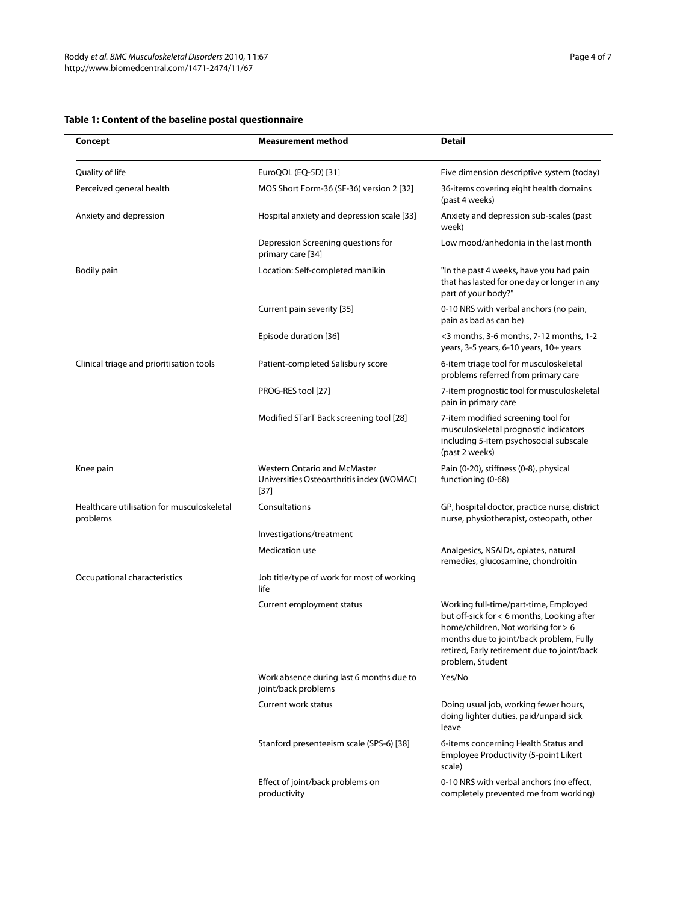**Table 1: Content of the baseline postal questionnaire**

| Concept | Measurement method | Detail |
|---|---|---|
| Quality of life | EuroQOL (EQ-5D) [31] | Five dimension descriptive system (today) |
| Perceived general health | MOS Short Form-36 (SF-36) version 2 [32] | 36-items covering eight health domains (past 4 weeks) |
| Anxiety and depression | Hospital anxiety and depression scale [33] | Anxiety and depression sub-scales (past week) |
| | Depression Screening questions for primary care [34] | Low mood/anhedonia in the last month |
| Bodily pain | Location: Self-completed manikin | "In the past 4 weeks, have you had pain that has lasted for one day or longer in any part of your body?" |
| | Current pain severity [35] | 0-10 NRS with verbal anchors (no pain, pain as bad as can be) |
| | Episode duration [36] | <3 months, 3-6 months, 7-12 months, 1-2 years, 3-5 years, 6-10 years, 10+ years |
| Clinical triage and prioritisation tools | Patient-completed Salisbury score | 6-item triage tool for musculoskeletal problems referred from primary care |
| | PROG-RES tool [27] | 7-item prognostic tool for musculoskeletal pain in primary care |
| | Modified STarT Back screening tool [28] | 7-item modified screening tool for musculoskeletal prognostic indicators including 5-item psychosocial subscale (past 2 weeks) |
| Knee pain | Western Ontario and McMaster Universities Osteoarthritis index (WOMAC) [37] | Pain (0-20), stiffness (0-8), physical functioning (0-68) |
| Healthcare utilisation for musculoskeletal problems | Consultations | GP, hospital doctor, practice nurse, district nurse, physiotherapist, osteopath, other |
| | Investigations/treatment | |
| | Medication use | Analgesics, NSAIDs, opiates, natural remedies, glucosamine, chondroitin |
| Occupational characteristics | Job title/type of work for most of working life | |
| | Current employment status | Working full-time/part-time, Employed but off-sick for < 6 months, Looking after home/children, Not working for > 6 months due to joint/back problem, Fully retired, Early retirement due to joint/back problem, Student |
| | Work absence during last 6 months due to joint/back problems | Yes/No |
| | Current work status | Doing usual job, working fewer hours, doing lighter duties, paid/unpaid sick leave |
| | Stanford presenteeism scale (SPS-6) [38] | 6-items concerning Health Status and Employee Productivity (5-point Likert scale) |
| | Effect of joint/back problems on productivity | 0-10 NRS with verbal anchors (no effect, completely prevented me from working) |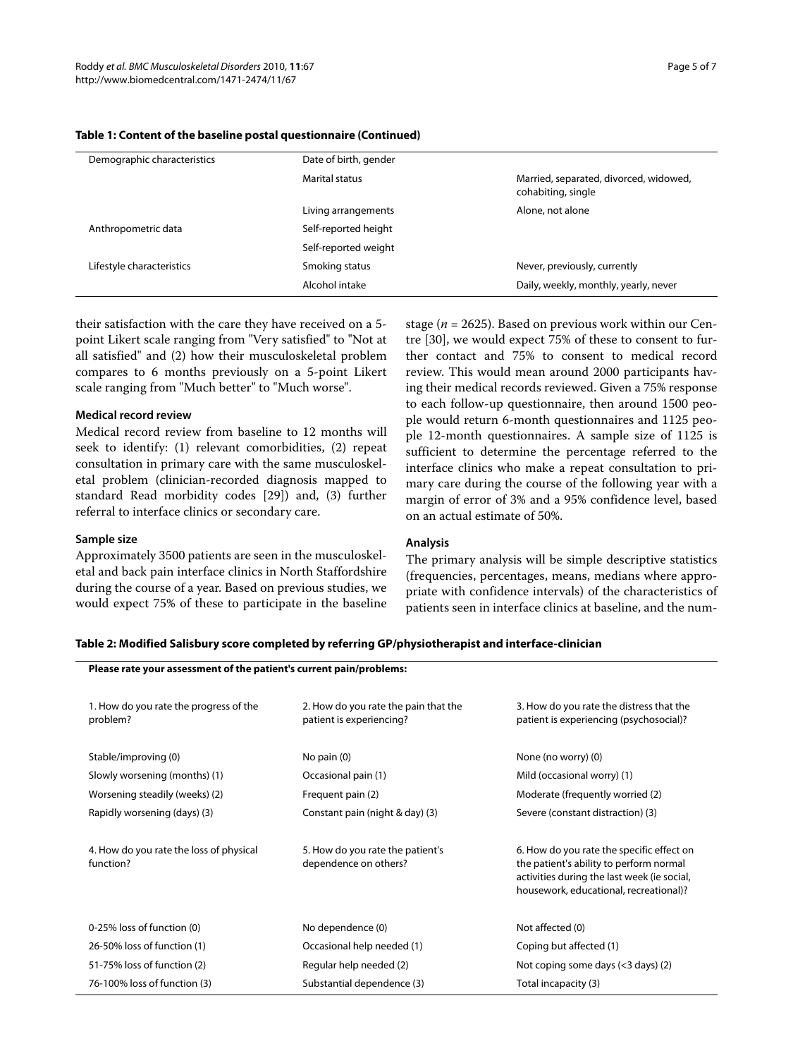**Table 1: Content of the baseline postal questionnaire (Continued)**

| | | |
|---|---|---|
| Demographic characteristics | Date of birth, gender | |
| | Marital status | Married, separated, divorced, widowed, cohabiting, single |
| | Living arrangements | Alone, not alone |
| Anthropometric data | Self-reported height | |
| | Self-reported weight | |
| Lifestyle characteristics | Smoking status | Never, previously, currently |
| | Alcohol intake | Daily, weekly, monthly, yearly, never |

their satisfaction with the care they have received on a 5-point Likert scale ranging from "Very satisfied" to "Not at all satisfied" and (2) how their musculoskeletal problem compares to 6 months previously on a 5-point Likert scale ranging from "Much better" to "Much worse".

### Medical record review

Medical record review from baseline to 12 months will seek to identify: (1) relevant comorbidities, (2) repeat consultation in primary care with the same musculoskeletal problem (clinician-recorded diagnosis mapped to standard Read morbidity codes [29]) and, (3) further referral to interface clinics or secondary care.

### Sample size

Approximately 3500 patients are seen in the musculoskeletal and back pain interface clinics in North Staffordshire during the course of a year. Based on previous studies, we would expect 75% of these to participate in the baseline stage ($n$ = 2625). Based on previous work within our Centre [30], we would expect 75% of these to consent to further contact and 75% to consent to medical record review. This would mean around 2000 participants having their medical records reviewed. Given a 75% response to each follow-up questionnaire, then around 1500 people would return 6-month questionnaires and 1125 people 12-month questionnaires. A sample size of 1125 is sufficient to determine the percentage referred to the interface clinics who make a repeat consultation to primary care during the course of the following year with a margin of error of 3% and a 95% confidence level, based on an actual estimate of 50%.

### Analysis

The primary analysis will be simple descriptive statistics (frequencies, percentages, means, medians where appropriate with confidence intervals) of the characteristics of patients seen in interface clinics at baseline, and the num-

**Table 2: Modified Salisbury score completed by referring GP/physiotherapist and interface-clinician**

| **Please rate your assessment of the patient's current pain/problems:** | | |
|---|---|---|
| 1. How do you rate the progress of the problem? | 2. How do you rate the pain that the patient is experiencing? | 3. How do you rate the distress that the patient is experiencing (psychosocial)? |
| Stable/improving (0) | No pain (0) | None (no worry) (0) |
| Slowly worsening (months) (1) | Occasional pain (1) | Mild (occasional worry) (1) |
| Worsening steadily (weeks) (2) | Frequent pain (2) | Moderate (frequently worried (2) |
| Rapidly worsening (days) (3) | Constant pain (night & day) (3) | Severe (constant distraction) (3) |
| 4. How do you rate the loss of physical function? | 5. How do you rate the patient's dependence on others? | 6. How do you rate the specific effect on the patient's ability to perform normal activities during the last week (ie social, housework, educational, recreational)? |
| 0-25% loss of function (0) | No dependence (0) | Not affected (0) |
| 26-50% loss of function (1) | Occasional help needed (1) | Coping but affected (1) |
| 51-75% loss of function (2) | Regular help needed (2) | Not coping some days (<3 days) (2) |
| 76-100% loss of function (3) | Substantial dependence (3) | Total incapacity (3) |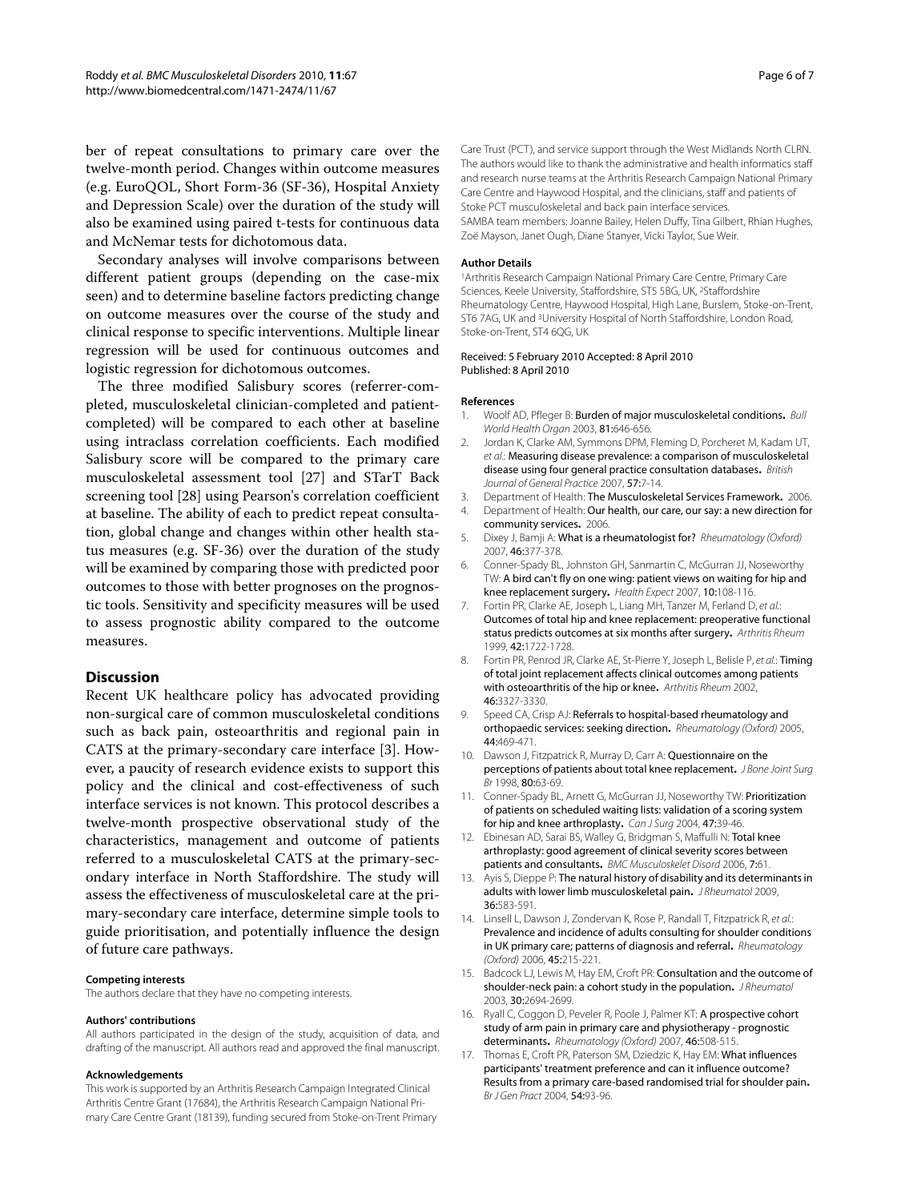ber of repeat consultations to primary care over the twelve-month period. Changes within outcome measures (e.g. EuroQOL, Short Form-36 (SF-36), Hospital Anxiety and Depression Scale) over the duration of the study will also be examined using paired t-tests for continuous data and McNemar tests for dichotomous data.

Secondary analyses will involve comparisons between different patient groups (depending on the case-mix seen) and to determine baseline factors predicting change on outcome measures over the course of the study and clinical response to specific interventions. Multiple linear regression will be used for continuous outcomes and logistic regression for dichotomous outcomes.

The three modified Salisbury scores (referrer-completed, musculoskeletal clinician-completed and patient-completed) will be compared to each other at baseline using intraclass correlation coefficients. Each modified Salisbury score will be compared to the primary care musculoskeletal assessment tool [27] and STarT Back screening tool [28] using Pearson's correlation coefficient at baseline. The ability of each to predict repeat consultation, global change and changes within other health status measures (e.g. SF-36) over the duration of the study will be examined by comparing those with predicted poor outcomes to those with better prognoses on the prognostic tools. Sensitivity and specificity measures will be used to assess prognostic ability compared to the outcome measures.

## Discussion

Recent UK healthcare policy has advocated providing non-surgical care of common musculoskeletal conditions such as back pain, osteoarthritis and regional pain in CATS at the primary-secondary care interface [3]. However, a paucity of research evidence exists to support this policy and the clinical and cost-effectiveness of such interface services is not known. This protocol describes a twelve-month prospective observational study of the characteristics, management and outcome of patients referred to a musculoskeletal CATS at the primary-secondary interface in North Staffordshire. The study will assess the effectiveness of musculoskeletal care at the primary-secondary care interface, determine simple tools to guide prioritisation, and potentially influence the design of future care pathways.

#### Competing interests

The authors declare that they have no competing interests.

#### Authors' contributions

All authors participated in the design of the study, acquisition of data, and drafting of the manuscript. All authors read and approved the final manuscript.

#### Acknowledgements

This work is supported by an Arthritis Research Campaign Integrated Clinical Arthritis Centre Grant (17684), the Arthritis Research Campaign National Primary Care Centre Grant (18139), funding secured from Stoke-on-Trent Primary Care Trust (PCT), and service support through the West Midlands North CLRN. The authors would like to thank the administrative and health informatics staff and research nurse teams at the Arthritis Research Campaign National Primary Care Centre and Haywood Hospital, and the clinicians, staff and patients of Stoke PCT musculoskeletal and back pain interface services.

SAMBA team members: Joanne Bailey, Helen Duffy, Tina Gilbert, Rhian Hughes, Zoë Mayson, Janet Ough, Diane Stanyer, Vicki Taylor, Sue Weir.

#### Author Details

[1]Arthritis Research Campaign National Primary Care Centre, Primary Care Sciences, Keele University, Staffordshire, ST5 5BG, UK, [2]Staffordshire Rheumatology Centre, Haywood Hospital, High Lane, Burslem, Stoke-on-Trent, ST6 7AG, UK and [3]University Hospital of North Staffordshire, London Road, Stoke-on-Trent, ST4 6QG, UK

Received: 5 February 2010 Accepted: 8 April 2010
Published: 8 April 2010

#### References

1. Woolf AD, Pfleger B: **Burden of major musculoskeletal conditions.** *Bull World Health Organ* 2003, **81**:646-656.
2. Jordan K, Clarke AM, Symmons DPM, Fleming D, Porcheret M, Kadam UT, *et al.*: **Measuring disease prevalence: a comparison of musculoskeletal disease using four general practice consultation databases.** *British Journal of General Practice* 2007, **57**:7-14.
3. Department of Health: **The Musculoskeletal Services Framework.** 2006.
4. Department of Health: **Our health, our care, our say: a new direction for community services.** 2006.
5. Dixey J, Bamji A: **What is a rheumatologist for?** *Rheumatology (Oxford)* 2007, **46**:377-378.
6. Conner-Spady BL, Johnston GH, Sanmartin C, McGurran JJ, Noseworthy TW: **A bird can't fly on one wing: patient views on waiting for hip and knee replacement surgery.** *Health Expect* 2007, **10**:108-116.
7. Fortin PR, Clarke AE, Joseph L, Liang MH, Tanzer M, Ferland D, *et al.*: **Outcomes of total hip and knee replacement: preoperative functional status predicts outcomes at six months after surgery.** *Arthritis Rheum* 1999, **42**:1722-1728.
8. Fortin PR, Penrod JR, Clarke AE, St-Pierre Y, Joseph L, Belisle P, *et al.*: **Timing of total joint replacement affects clinical outcomes among patients with osteoarthritis of the hip or knee.** *Arthritis Rheum* 2002, **46**:3327-3330.
9. Speed CA, Crisp AJ: **Referrals to hospital-based rheumatology and orthopaedic services: seeking direction.** *Rheumatology (Oxford)* 2005, **44**:469-471.
10. Dawson J, Fitzpatrick R, Murray D, Carr A: **Questionnaire on the perceptions of patients about total knee replacement.** *J Bone Joint Surg Br* 1998, **80**:63-69.
11. Conner-Spady BL, Arnett G, McGurran JJ, Noseworthy TW: **Prioritization of patients on scheduled waiting lists: validation of a scoring system for hip and knee arthroplasty.** *Can J Surg* 2004, **47**:39-46.
12. Ebinesan AD, Sarai BS, Walley G, Bridgman S, Maffulli N: **Total knee arthroplasty: good agreement of clinical severity scores between patients and consultants.** *BMC Musculoskelet Disord* 2006, **7**:61.
13. Ayis S, Dieppe P: **The natural history of disability and its determinants in adults with lower limb musculoskeletal pain.** *J Rheumatol* 2009, **36**:583-591.
14. Linsell L, Dawson J, Zondervan K, Rose P, Randall T, Fitzpatrick R, *et al.*: **Prevalence and incidence of adults consulting for shoulder conditions in UK primary care; patterns of diagnosis and referral.** *Rheumatology (Oxford)* 2006, **45**:215-221.
15. Badcock LJ, Lewis M, Hay EM, Croft PR: **Consultation and the outcome of shoulder-neck pain: a cohort study in the population.** *J Rheumatol* 2003, **30**:2694-2699.
16. Ryall C, Coggon D, Peveler R, Poole J, Palmer KT: **A prospective cohort study of arm pain in primary care and physiotherapy - prognostic determinants.** *Rheumatology (Oxford)* 2007, **46**:508-515.
17. Thomas E, Croft PR, Paterson SM, Dziedzic K, Hay EM: **What influences participants' treatment preference and can it influence outcome? Results from a primary care-based randomised trial for shoulder pain.** *Br J Gen Pract* 2004, **54**:93-96.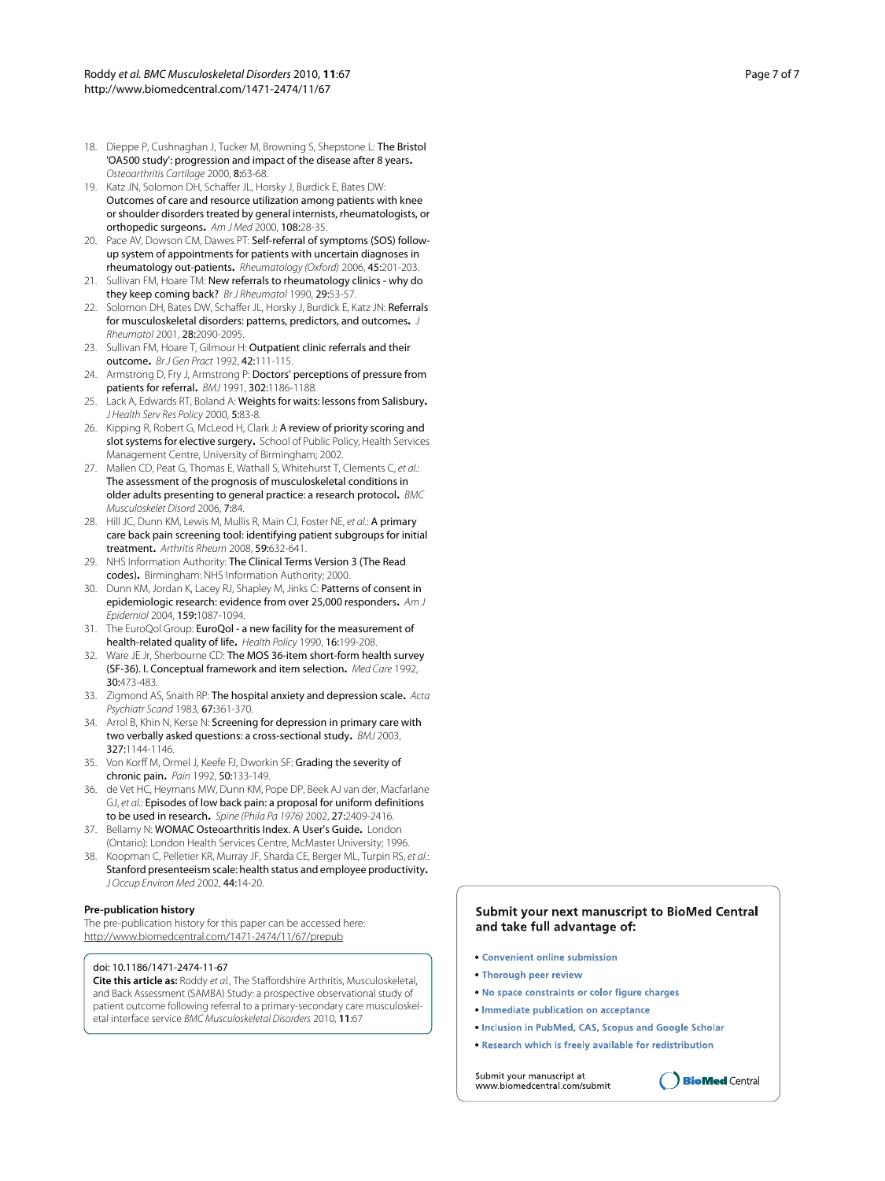18. Dieppe P, Cushnaghan J, Tucker M, Browning S, Shepstone L: **The Bristol 'OA500 study': progression and impact of the disease after 8 years.** *Osteoarthritis Cartilage* 2000, **8**:63-68.
19. Katz JN, Solomon DH, Schaffer JL, Horsky J, Burdick E, Bates DW: **Outcomes of care and resource utilization among patients with knee or shoulder disorders treated by general internists, rheumatologists, or orthopedic surgeons.** *Am J Med* 2000, **108**:28-35.
20. Pace AV, Dowson CM, Dawes PT: **Self-referral of symptoms (SOS) follow-up system of appointments for patients with uncertain diagnoses in rheumatology out-patients.** *Rheumatology (Oxford)* 2006, **45**:201-203.
21. Sullivan FM, Hoare TM: **New referrals to rheumatology clinics - why do they keep coming back?** *Br J Rheumatol* 1990, **29**:53-57.
22. Solomon DH, Bates DW, Schaffer JL, Horsky J, Burdick E, Katz JN: **Referrals for musculoskeletal disorders: patterns, predictors, and outcomes.** *J Rheumatol* 2001, **28**:2090-2095.
23. Sullivan FM, Hoare T, Gilmour H: **Outpatient clinic referrals and their outcome.** *Br J Gen Pract* 1992, **42**:111-115.
24. Armstrong D, Fry J, Armstrong P: **Doctors' perceptions of pressure from patients for referral.** *BMJ* 1991, **302**:1186-1188.
25. Lack A, Edwards RT, Boland A: **Weights for waits: lessons from Salisbury.** *J Health Serv Res Policy* 2000, **5**:83-8.
26. Kipping R, Robert G, McLeod H, Clark J: **A review of priority scoring and slot systems for elective surgery.** School of Public Policy, Health Services Management Centre, University of Birmingham; 2002.
27. Mallen CD, Peat G, Thomas E, Wathall S, Whitehurst T, Clements C, *et al.*: **The assessment of the prognosis of musculoskeletal conditions in older adults presenting to general practice: a research protocol.** *BMC Musculoskelet Disord* 2006, **7**:84.
28. Hill JC, Dunn KM, Lewis M, Mullis R, Main CJ, Foster NE, *et al.*: **A primary care back pain screening tool: identifying patient subgroups for initial treatment.** *Arthritis Rheum* 2008, **59**:632-641.
29. NHS Information Authority: **The Clinical Terms Version 3 (The Read codes).** Birmingham: NHS Information Authority; 2000.
30. Dunn KM, Jordan K, Lacey RJ, Shapley M, Jinks C: **Patterns of consent in epidemiologic research: evidence from over 25,000 responders.** *Am J Epidemiol* 2004, **159**:1087-1094.
31. The EuroQol Group: **EuroQol - a new facility for the measurement of health-related quality of life.** *Health Policy* 1990, **16**:199-208.
32. Ware JE Jr, Sherbourne CD: **The MOS 36-item short-form health survey (SF-36). I. Conceptual framework and item selection.** *Med Care* 1992, **30**:473-483.
33. Zigmond AS, Snaith RP: **The hospital anxiety and depression scale.** *Acta Psychiatr Scand* 1983, **67**:361-370.
34. Arrol B, Khin N, Kerse N: **Screening for depression in primary care with two verbally asked questions: a cross-sectional study.** *BMJ* 2003, **327**:1144-1146.
35. Von Korff M, Ormel J, Keefe FJ, Dworkin SF: **Grading the severity of chronic pain.** *Pain* 1992, **50**:133-149.
36. de Vet HC, Heymans MW, Dunn KM, Pope DP, Beek AJ van der, Macfarlane GJ, *et al.*: **Episodes of low back pain: a proposal for uniform definitions to be used in research.** *Spine (Phila Pa 1976)* 2002, **27**:2409-2416.
37. Bellamy N: **WOMAC Osteoarthritis Index. A User's Guide.** London (Ontario): London Health Services Centre, McMaster University; 1996.
38. Koopman C, Pelletier KR, Murray JF, Sharda CE, Berger ML, Turpin RS, *et al.*: **Stanford presenteeism scale: health status and employee productivity.** *J Occup Environ Med* 2002, **44**:14-20.

### Pre-publication history

The pre-publication history for this paper can be accessed here:
http://www.biomedcentral.com/1471-2474/11/67/prepub

doi: 10.1186/1471-2474-11-67

**Cite this article as:** Roddy *et al.*, The Staffordshire Arthritis, Musculoskeletal, and Back Assessment (SAMBA) Study: a prospective observational study of patient outcome following referral to a primary-secondary care musculoskeletal interface service *BMC Musculoskeletal Disorders* 2010, **11**:67

**Submit your next manuscript to BioMed Central and take full advantage of:**

- **Convenient online submission**
- **Thorough peer review**
- **No space constraints or color figure charges**
- **Immediate publication on acceptance**
- **Inclusion in PubMed, CAS, Scopus and Google Scholar**
- **Research which is freely available for redistribution**

Submit your manuscript at
www.biomedcentral.com/submit

BioMed Central